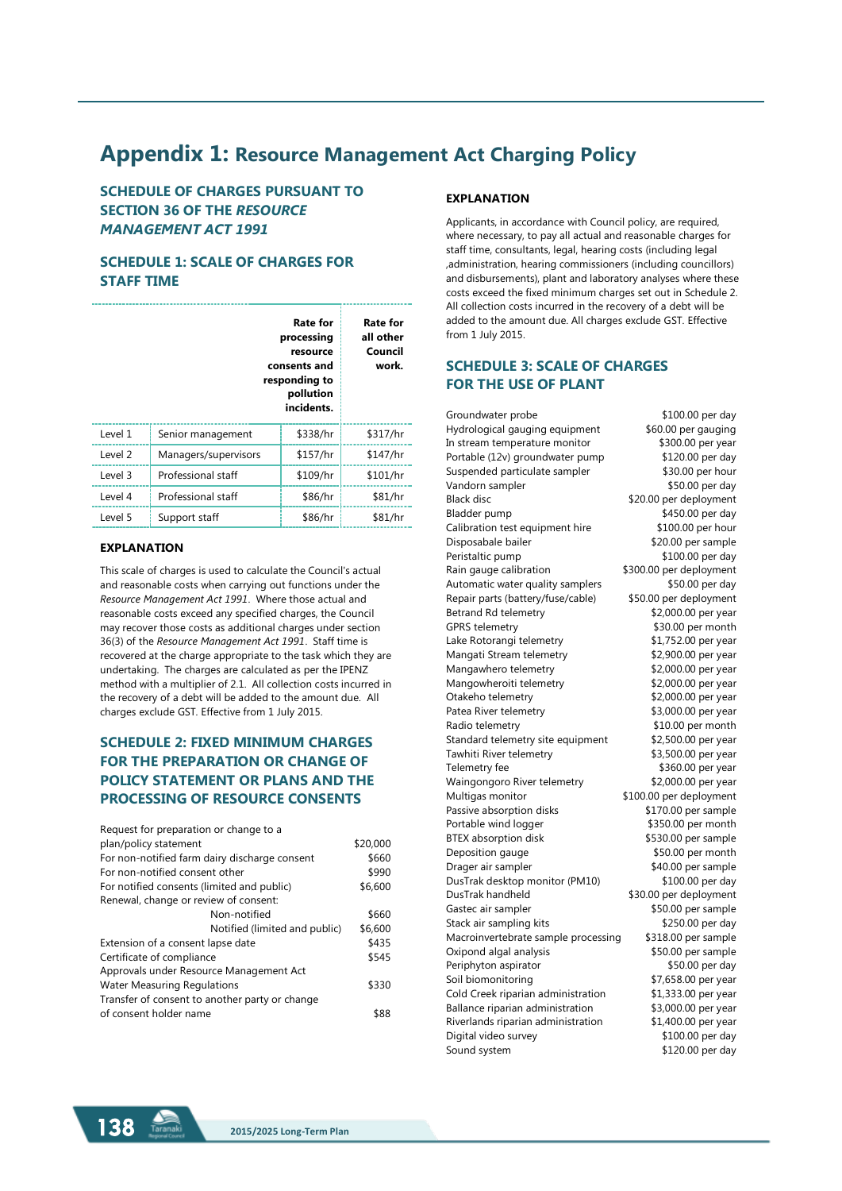# Appendix 1: Resource Management Act Charging Policy

## SCHEDULE OF CHARGES PURSUANT TO SECTION 36 OF THE *RESOURCE MANAGEMENT ACT 1991*

## SCHEDULE 1: SCALE OF CHARGES FOR STAFF TIME

| | | Rate for processing resource consents and responding to pollution incidents. | Rate for all other Council work. |
|---|---|---|---|
| Level 1 | Senior management | $338/hr | $317/hr |
| Level 2 | Managers/supervisors | $157/hr | $147/hr |
| Level 3 | Professional staff | $109/hr | $101/hr |
| Level 4 | Professional staff | $86/hr | $81/hr |
| Level 5 | Support staff | $86/hr | $81/hr |

### EXPLANATION

This scale of charges is used to calculate the Council's actual and reasonable costs when carrying out functions under the *Resource Management Act 1991*. Where those actual and reasonable costs exceed any specified charges, the Council may recover those costs as additional charges under section 36(3) of the *Resource Management Act 1991*. Staff time is recovered at the charge appropriate to the task which they are undertaking. The charges are calculated as per the IPENZ method with a multiplier of 2.1. All collection costs incurred in the recovery of a debt will be added to the amount due. All charges exclude GST. Effective from 1 July 2015.

## SCHEDULE 2: FIXED MINIMUM CHARGES FOR THE PREPARATION OR CHANGE OF POLICY STATEMENT OR PLANS AND THE PROCESSING OF RESOURCE CONSENTS

| | |
|---|---|
| Request for preparation or change to a plan/policy statement | $20,000 |
| For non-notified farm dairy discharge consent | $660 |
| For non-notified consent other | $990 |
| For notified consents (limited and public) | $6,600 |
| Renewal, change or review of consent: | |
| Non-notified | $660 |
| Notified (limited and public) | $6,600 |
| Extension of a consent lapse date | $435 |
| Certificate of compliance | $545 |
| Approvals under Resource Management Act Water Measuring Regulations | $330 |
| Transfer of consent to another party or change of consent holder name | $88 |

### EXPLANATION

Applicants, in accordance with Council policy, are required, where necessary, to pay all actual and reasonable charges for staff time, consultants, legal, hearing costs (including legal ,administration, hearing commissioners (including councillors) and disbursements), plant and laboratory analyses where these costs exceed the fixed minimum charges set out in Schedule 2. All collection costs incurred in the recovery of a debt will be added to the amount due. All charges exclude GST. Effective from 1 July 2015.

## SCHEDULE 3: SCALE OF CHARGES FOR THE USE OF PLANT

| | |
|---|---|
| Groundwater probe | $100.00 per day |
| Hydrological gauging equipment | $60.00 per gauging |
| In stream temperature monitor | $300.00 per year |
| Portable (12v) groundwater pump | $120.00 per day |
| Suspended particulate sampler | $30.00 per hour |
| Vandorn sampler | $50.00 per day |
| Black disc | $20.00 per deployment |
| Bladder pump | $450.00 per day |
| Calibration test equipment hire | $100.00 per hour |
| Disposabale bailer | $20.00 per sample |
| Peristaltic pump | $100.00 per day |
| Rain gauge calibration | $300.00 per deployment |
| Automatic water quality samplers | $50.00 per day |
| Repair parts (battery/fuse/cable) | $50.00 per deployment |
| Betrand Rd telemetry | $2,000.00 per year |
| GPRS telemetry | $30.00 per month |
| Lake Rotorangi telemetry | $1,752.00 per year |
| Mangati Stream telemetry | $2,900.00 per year |
| Mangawhero telemetry | $2,000.00 per year |
| Mangowheroiti telemetry | $2,000.00 per year |
| Otakeho telemetry | $2,000.00 per year |
| Patea River telemetry | $3,000.00 per year |
| Radio telemetry | $10.00 per month |
| Standard telemetry site equipment | $2,500.00 per year |
| Tawhiti River telemetry | $3,500.00 per year |
| Telemetry fee | $360.00 per year |
| Waingongoro River telemetry | $2,000.00 per year |
| Multigas monitor | $100.00 per deployment |
| Passive absorption disks | $170.00 per sample |
| Portable wind logger | $350.00 per month |
| BTEX absorption disk | $530.00 per sample |
| Deposition gauge | $50.00 per month |
| Drager air sampler | $40.00 per sample |
| DusTrak desktop monitor (PM10) | $100.00 per day |
| DusTrak handheld | $30.00 per deployment |
| Gastec air sampler | $50.00 per sample |
| Stack air sampling kits | $250.00 per day |
| Macroinvertebrate sample processing | $318.00 per sample |
| Oxipond algal analysis | $50.00 per sample |
| Periphyton aspirator | $50.00 per day |
| Soil biomonitoring | $7,658.00 per year |
| Cold Creek riparian administration | $1,333.00 per year |
| Ballance riparian administration | $3,000.00 per year |
| Riverlands riparian administration | $1,400.00 per year |
| Digital video survey | $100.00 per day |
| Sound system | $120.00 per day |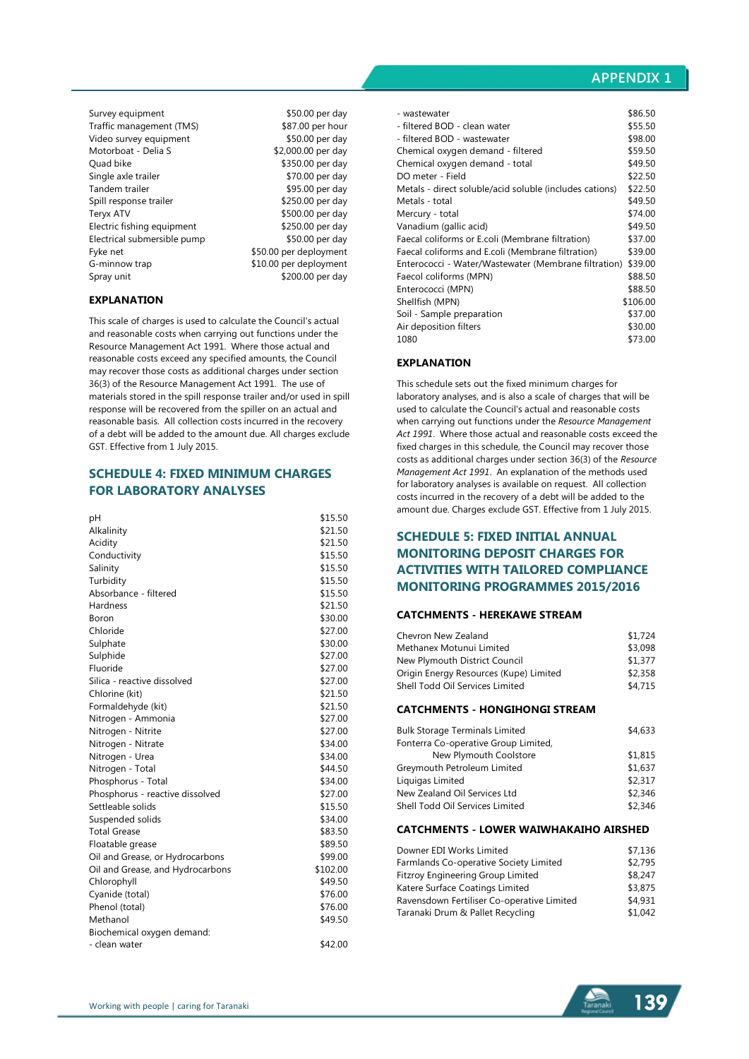| | |
|---|---|
| Survey equipment | $50.00 per day |
| Traffic management (TMS) | $87.00 per hour |
| Video survey equipment | $50.00 per day |
| Motorboat - Delia S | $2,000.00 per day |
| Quad bike | $350.00 per day |
| Single axle trailer | $70.00 per day |
| Tandem trailer | $95.00 per day |
| Spill response trailer | $250.00 per day |
| Teryx ATV | $500.00 per day |
| Electric fishing equipment | $250.00 per day |
| Electrical submersible pump | $50.00 per day |
| Fyke net | $50.00 per deployment |
| G-minnow trap | $10.00 per deployment |
| Spray unit | $200.00 per day |

### EXPLANATION

This scale of charges is used to calculate the Council's actual and reasonable costs when carrying out functions under the Resource Management Act 1991. Where those actual and reasonable costs exceed any specified amounts, the Council may recover those costs as additional charges under section 36(3) of the Resource Management Act 1991. The use of materials stored in the spill response trailer and/or used in spill response will be recovered from the spiller on an actual and reasonable basis. All collection costs incurred in the recovery of a debt will be added to the amount due. All charges exclude GST. Effective from 1 July 2015.

## SCHEDULE 4: FIXED MINIMUM CHARGES FOR LABORATORY ANALYSES

| | |
|---|---|
| pH | $15.50 |
| Alkalinity | $21.50 |
| Acidity | $21.50 |
| Conductivity | $15.50 |
| Salinity | $15.50 |
| Turbidity | $15.50 |
| Absorbance - filtered | $15.50 |
| Hardness | $21.50 |
| Boron | $30.00 |
| Chloride | $27.00 |
| Sulphate | $30.00 |
| Sulphide | $27.00 |
| Fluoride | $27.00 |
| Silica - reactive dissolved | $27.00 |
| Chlorine (kit) | $21.50 |
| Formaldehyde (kit) | $21.50 |
| Nitrogen - Ammonia | $27.00 |
| Nitrogen - Nitrite | $27.00 |
| Nitrogen - Nitrate | $34.00 |
| Nitrogen - Urea | $34.00 |
| Nitrogen - Total | $44.50 |
| Phosphorus - Total | $34.00 |
| Phosphorus - reactive dissolved | $27.00 |
| Settleable solids | $15.50 |
| Suspended solids | $34.00 |
| Total Grease | $83.50 |
| Floatable grease | $89.50 |
| Oil and Grease, or Hydrocarbons | $99.00 |
| Oil and Grease, and Hydrocarbons | $102.00 |
| Chlorophyll | $49.50 |
| Cyanide (total) | $76.00 |
| Phenol (total) | $76.00 |
| Methanol | $49.50 |
| Biochemical oxygen demand: | |
| - clean water | $42.00 |
| - wastewater | $86.50 |
| - filtered BOD - clean water | $55.50 |
| - filtered BOD - wastewater | $98.00 |
| Chemical oxygen demand - filtered | $59.50 |
| Chemical oxygen demand - total | $49.50 |
| DO meter - Field | $22.50 |
| Metals - direct soluble/acid soluble (includes cations) | $22.50 |
| Metals - total | $49.50 |
| Mercury - total | $74.00 |
| Vanadium (gallic acid) | $49.50 |
| Faecal coliforms or E.coli (Membrane filtration) | $37.00 |
| Faecal coliforms and E.coli (Membrane filtration) | $39.00 |
| Enterococci - Water/Wastewater (Membrane filtration) | $39.00 |
| Faecol coliforms (MPN) | $88.50 |
| Enterococci (MPN) | $88.50 |
| Shellfish (MPN) | $106.00 |
| Soil - Sample preparation | $37.00 |
| Air deposition filters | $30.00 |
| 1080 | $73.00 |

### EXPLANATION

This schedule sets out the fixed minimum charges for laboratory analyses, and is also a scale of charges that will be used to calculate the Council's actual and reasonable costs when carrying out functions under the *Resource Management Act 1991*. Where those actual and reasonable costs exceed the fixed charges in this schedule, the Council may recover those costs as additional charges under section 36(3) of the *Resource Management Act 1991*. An explanation of the methods used for laboratory analyses is available on request. All collection costs incurred in the recovery of a debt will be added to the amount due. Charges exclude GST. Effective from 1 July 2015.

## SCHEDULE 5: FIXED INITIAL ANNUAL MONITORING DEPOSIT CHARGES FOR ACTIVITIES WITH TAILORED COMPLIANCE MONITORING PROGRAMMES 2015/2016

### CATCHMENTS - HEREKAWE STREAM

| | |
|---|---|
| Chevron New Zealand | $1,724 |
| Methanex Motunui Limited | $3,098 |
| New Plymouth District Council | $1,377 |
| Origin Energy Resources (Kupe) Limited | $2,358 |
| Shell Todd Oil Services Limited | $4,715 |

### CATCHMENTS - HONGIHONGI STREAM

| | |
|---|---|
| Bulk Storage Terminals Limited | $4,633 |
| Fonterra Co-operative Group Limited, New Plymouth Coolstore | $1,815 |
| Greymouth Petroleum Limited | $1,637 |
| Liquigas Limited | $2,317 |
| New Zealand Oil Services Ltd | $2,346 |
| Shell Todd Oil Services Limited | $2,346 |

### CATCHMENTS - LOWER WAIWHAKAIHO AIRSHED

| | |
|---|---|
| Downer EDI Works Limited | $7,136 |
| Farmlands Co-operative Society Limited | $2,795 |
| Fitzroy Engineering Group Limited | $8,247 |
| Katere Surface Coatings Limited | $3,875 |
| Ravensdown Fertiliser Co-operative Limited | $4,931 |
| Taranaki Drum & Pallet Recycling | $1,042 |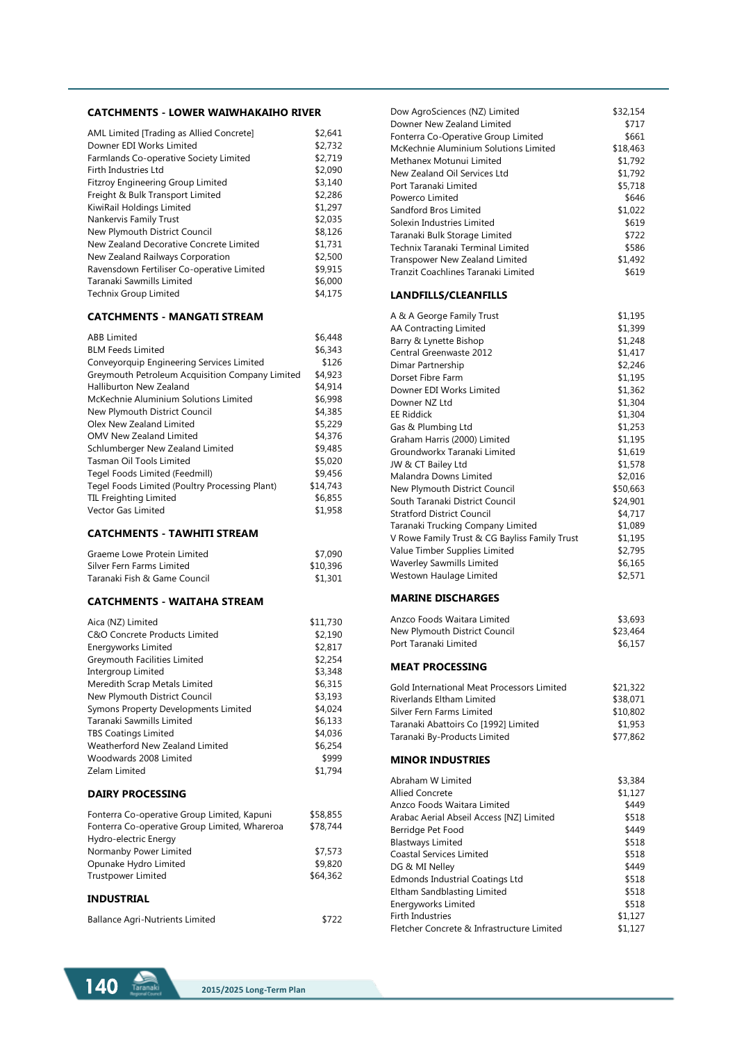## CATCHMENTS - LOWER WAIWHAKAIHO RIVER

| | |
|---|---|
| AML Limited [Trading as Allied Concrete] | $2,641 |
| Downer EDI Works Limited | $2,732 |
| Farmlands Co-operative Society Limited | $2,719 |
| Firth Industries Ltd | $2,090 |
| Fitzroy Engineering Group Limited | $3,140 |
| Freight & Bulk Transport Limited | $2,286 |
| KiwiRail Holdings Limited | $1,297 |
| Nankervis Family Trust | $2,035 |
| New Plymouth District Council | $8,126 |
| New Zealand Decorative Concrete Limited | $1,731 |
| New Zealand Railways Corporation | $2,500 |
| Ravensdown Fertiliser Co-operative Limited | $9,915 |
| Taranaki Sawmills Limited | $6,000 |
| Technix Group Limited | $4,175 |

## CATCHMENTS - MANGATI STREAM

| | |
|---|---|
| ABB Limited | $6,448 |
| BLM Feeds Limited | $6,343 |
| Conveyorquip Engineering Services Limited | $126 |
| Greymouth Petroleum Acquisition Company Limited | $4,923 |
| Halliburton New Zealand | $4,914 |
| McKechnie Aluminium Solutions Limited | $6,998 |
| New Plymouth District Council | $4,385 |
| Olex New Zealand Limited | $5,229 |
| OMV New Zealand Limited | $4,376 |
| Schlumberger New Zealand Limited | $9,485 |
| Tasman Oil Tools Limited | $5,020 |
| Tegel Foods Limited (Feedmill) | $9,456 |
| Tegel Foods Limited (Poultry Processing Plant) | $14,743 |
| TIL Freighting Limited | $6,855 |
| Vector Gas Limited | $1,958 |

## CATCHMENTS - TAWHITI STREAM

| | |
|---|---|
| Graeme Lowe Protein Limited | $7,090 |
| Silver Fern Farms Limited | $10,396 |
| Taranaki Fish & Game Council | $1,301 |

## CATCHMENTS - WAITAHA STREAM

| | |
|---|---|
| Aica (NZ) Limited | $11,730 |
| C&O Concrete Products Limited | $2,190 |
| Energyworks Limited | $2,817 |
| Greymouth Facilities Limited | $2,254 |
| Intergroup Limited | $3,348 |
| Meredith Scrap Metals Limited | $6,315 |
| New Plymouth District Council | $3,193 |
| Symons Property Developments Limited | $4,024 |
| Taranaki Sawmills Limited | $6,133 |
| TBS Coatings Limited | $4,036 |
| Weatherford New Zealand Limited | $6,254 |
| Woodwards 2008 Limited | $999 |
| Zelam Limited | $1,794 |

## DAIRY PROCESSING

| | |
|---|---|
| Fonterra Co-operative Group Limited, Kapuni | $58,855 |
| Fonterra Co-operative Group Limited, Whareroa | $78,744 |
| Hydro-electric Energy | |
| Normanby Power Limited | $7,573 |
| Opunake Hydro Limited | $9,820 |
| Trustpower Limited | $64,362 |

## INDUSTRIAL

| | |
|---|---|
| Ballance Agri-Nutrients Limited | $722 |
| Dow AgroSciences (NZ) Limited | $32,154 |
| Downer New Zealand Limited | $717 |
| Fonterra Co-Operative Group Limited | $661 |
| McKechnie Aluminium Solutions Limited | $18,463 |
| Methanex Motunui Limited | $1,792 |
| New Zealand Oil Services Ltd | $1,792 |
| Port Taranaki Limited | $5,718 |
| Powerco Limited | $646 |
| Sandford Bros Limited | $1,022 |
| Solexin Industries Limited | $619 |
| Taranaki Bulk Storage Limited | $722 |
| Technix Taranaki Terminal Limited | $586 |
| Transpower New Zealand Limited | $1,492 |
| Tranzit Coachlines Taranaki Limited | $619 |

## LANDFILLS/CLEANFILLS

| | |
|---|---|
| A & A George Family Trust | $1,195 |
| AA Contracting Limited | $1,399 |
| Barry & Lynette Bishop | $1,248 |
| Central Greenwaste 2012 | $1,417 |
| Dimar Partnership | $2,246 |
| Dorset Fibre Farm | $1,195 |
| Downer EDI Works Limited | $1,362 |
| Downer NZ Ltd | $1,304 |
| EE Riddick | $1,304 |
| Gas & Plumbing Ltd | $1,253 |
| Graham Harris (2000) Limited | $1,195 |
| Groundworkx Taranaki Limited | $1,619 |
| JW & CT Bailey Ltd | $1,578 |
| Malandra Downs Limited | $2,016 |
| New Plymouth District Council | $50,663 |
| South Taranaki District Council | $24,901 |
| Stratford District Council | $4,717 |
| Taranaki Trucking Company Limited | $1,089 |
| V Rowe Family Trust & CG Bayliss Family Trust | $1,195 |
| Value Timber Supplies Limited | $2,795 |
| Waverley Sawmills Limited | $6,165 |
| Westown Haulage Limited | $2,571 |

## MARINE DISCHARGES

| | |
|---|---|
| Anzco Foods Waitara Limited | $3,693 |
| New Plymouth District Council | $23,464 |
| Port Taranaki Limited | $6,157 |

## MEAT PROCESSING

| | |
|---|---|
| Gold International Meat Processors Limited | $21,322 |
| Riverlands Eltham Limited | $38,071 |
| Silver Fern Farms Limited | $10,802 |
| Taranaki Abattoirs Co [1992] Limited | $1,953 |
| Taranaki By-Products Limited | $77,862 |

## MINOR INDUSTRIES

| | |
|---|---|
| Abraham W Limited | $3,384 |
| Allied Concrete | $1,127 |
| Anzco Foods Waitara Limited | $449 |
| Arabac Aerial Abseil Access [NZ] Limited | $518 |
| Berridge Pet Food | $449 |
| Blastways Limited | $518 |
| Coastal Services Limited | $518 |
| DG & MI Nelley | $449 |
| Edmonds Industrial Coatings Ltd | $518 |
| Eltham Sandblasting Limited | $518 |
| Energyworks Limited | $518 |
| Firth Industries | $1,127 |
| Fletcher Concrete & Infrastructure Limited | $1,127 |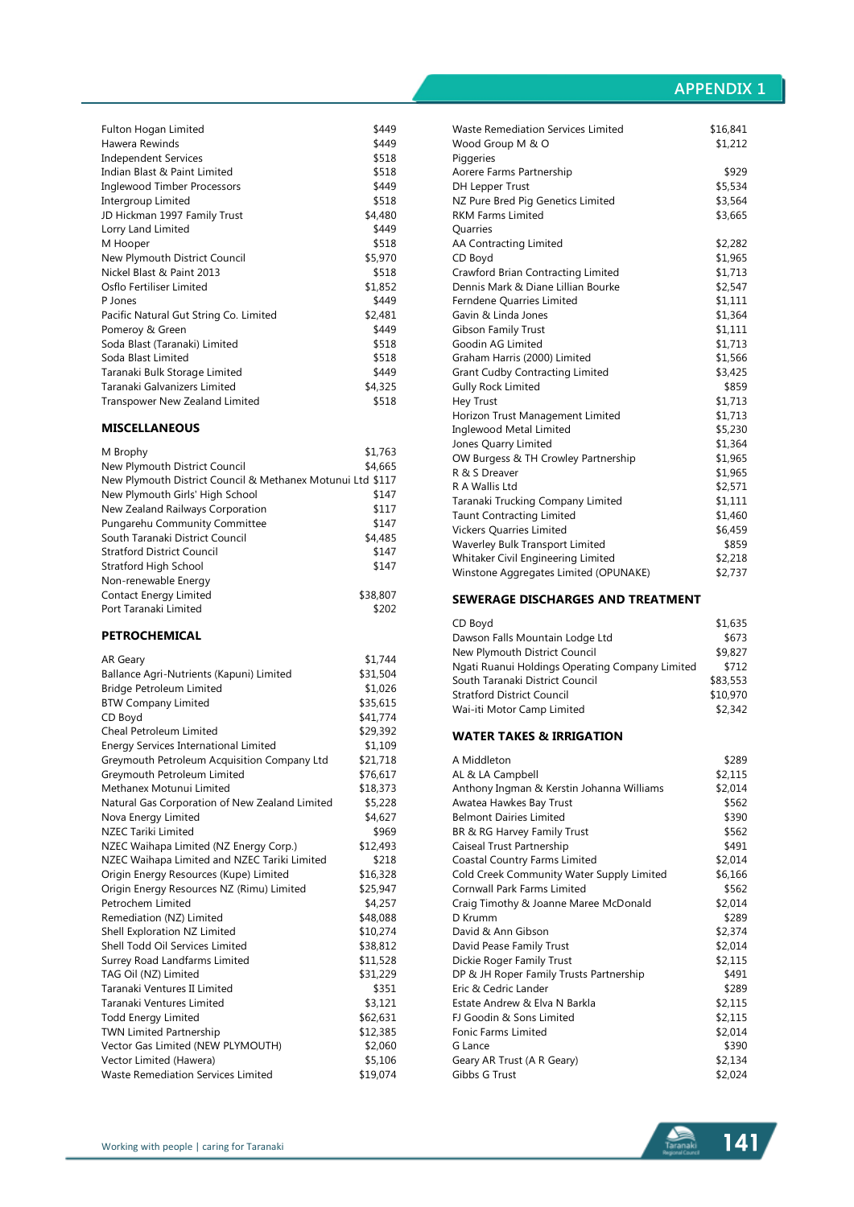| | |
|---|---|
| Fulton Hogan Limited | $449 |
| Hawera Rewinds | $449 |
| Independent Services | $518 |
| Indian Blast & Paint Limited | $518 |
| Inglewood Timber Processors | $449 |
| Intergroup Limited | $518 |
| JD Hickman 1997 Family Trust | $4,480 |
| Lorry Land Limited | $449 |
| M Hooper | $518 |
| New Plymouth District Council | $5,970 |
| Nickel Blast & Paint 2013 | $518 |
| Osflo Fertiliser Limited | $1,852 |
| P Jones | $449 |
| Pacific Natural Gut String Co. Limited | $2,481 |
| Pomeroy & Green | $449 |
| Soda Blast (Taranaki) Limited | $518 |
| Soda Blast Limited | $518 |
| Taranaki Bulk Storage Limited | $449 |
| Taranaki Galvanizers Limited | $4,325 |
| Transpower New Zealand Limited | $518 |

## MISCELLANEOUS

| | |
|---|---|
| M Brophy | $1,763 |
| New Plymouth District Council | $4,665 |
| New Plymouth District Council & Methanex Motunui Ltd | $117 |
| New Plymouth Girls' High School | $147 |
| New Zealand Railways Corporation | $117 |
| Pungarehu Community Committee | $147 |
| South Taranaki District Council | $4,485 |
| Stratford District Council | $147 |
| Stratford High School | $147 |
| Non-renewable Energy | |
| Contact Energy Limited | $38,807 |
| Port Taranaki Limited | $202 |

## PETROCHEMICAL

| | |
|---|---|
| AR Geary | $1,744 |
| Ballance Agri-Nutrients (Kapuni) Limited | $31,504 |
| Bridge Petroleum Limited | $1,026 |
| BTW Company Limited | $35,615 |
| CD Boyd | $41,774 |
| Cheal Petroleum Limited | $29,392 |
| Energy Services International Limited | $1,109 |
| Greymouth Petroleum Acquisition Company Ltd | $21,718 |
| Greymouth Petroleum Limited | $76,617 |
| Methanex Motunui Limited | $18,373 |
| Natural Gas Corporation of New Zealand Limited | $5,228 |
| Nova Energy Limited | $4,627 |
| NZEC Tariki Limited | $969 |
| NZEC Waihapa Limited (NZ Energy Corp.) | $12,493 |
| NZEC Waihapa Limited and NZEC Tariki Limited | $218 |
| Origin Energy Resources (Kupe) Limited | $16,328 |
| Origin Energy Resources NZ (Rimu) Limited | $25,947 |
| Petrochem Limited | $4,257 |
| Remediation (NZ) Limited | $48,088 |
| Shell Exploration NZ Limited | $10,274 |
| Shell Todd Oil Services Limited | $38,812 |
| Surrey Road Landfarms Limited | $11,528 |
| TAG Oil (NZ) Limited | $31,229 |
| Taranaki Ventures II Limited | $351 |
| Taranaki Ventures Limited | $3,121 |
| Todd Energy Limited | $62,631 |
| TWN Limited Partnership | $12,385 |
| Vector Gas Limited (NEW PLYMOUTH) | $2,060 |
| Vector Limited (Hawera) | $5,106 |
| Waste Remediation Services Limited | $19,074 |
| Waste Remediation Services Limited | $16,841 |
| Wood Group M & O | $1,212 |
| Piggeries | |
| Aorere Farms Partnership | $929 |
| DH Lepper Trust | $5,534 |
| NZ Pure Bred Pig Genetics Limited | $3,564 |
| RKM Farms Limited | $3,665 |
| Quarries | |
| AA Contracting Limited | $2,282 |
| CD Boyd | $1,965 |
| Crawford Brian Contracting Limited | $1,713 |
| Dennis Mark & Diane Lillian Bourke | $2,547 |
| Ferndene Quarries Limited | $1,111 |
| Gavin & Linda Jones | $1,364 |
| Gibson Family Trust | $1,111 |
| Goodin AG Limited | $1,713 |
| Graham Harris (2000) Limited | $1,566 |
| Grant Cudby Contracting Limited | $3,425 |
| Gully Rock Limited | $859 |
| Hey Trust | $1,713 |
| Horizon Trust Management Limited | $1,713 |
| Inglewood Metal Limited | $5,230 |
| Jones Quarry Limited | $1,364 |
| OW Burgess & TH Crowley Partnership | $1,965 |
| R & S Dreaver | $1,965 |
| R A Wallis Ltd | $2,571 |
| Taranaki Trucking Company Limited | $1,111 |
| Taunt Contracting Limited | $1,460 |
| Vickers Quarries Limited | $6,459 |
| Waverley Bulk Transport Limited | $859 |
| Whitaker Civil Engineering Limited | $2,218 |
| Winstone Aggregates Limited (OPUNAKE) | $2,737 |

## SEWERAGE DISCHARGES AND TREATMENT

| | |
|---|---|
| CD Boyd | $1,635 |
| Dawson Falls Mountain Lodge Ltd | $673 |
| New Plymouth District Council | $9,827 |
| Ngati Ruanui Holdings Operating Company Limited | $712 |
| South Taranaki District Council | $83,553 |
| Stratford District Council | $10,970 |
| Wai-iti Motor Camp Limited | $2,342 |

## WATER TAKES & IRRIGATION

| | |
|---|---|
| A Middleton | $289 |
| AL & LA Campbell | $2,115 |
| Anthony Ingman & Kerstin Johanna Williams | $2,014 |
| Awatea Hawkes Bay Trust | $562 |
| Belmont Dairies Limited | $390 |
| BR & RG Harvey Family Trust | $562 |
| Caiseal Trust Partnership | $491 |
| Coastal Country Farms Limited | $2,014 |
| Cold Creek Community Water Supply Limited | $6,166 |
| Cornwall Park Farms Limited | $562 |
| Craig Timothy & Joanne Maree McDonald | $2,014 |
| D Krumm | $289 |
| David & Ann Gibson | $2,374 |
| David Pease Family Trust | $2,014 |
| Dickie Roger Family Trust | $2,115 |
| DP & JH Roper Family Trusts Partnership | $491 |
| Eric & Cedric Lander | $289 |
| Estate Andrew & Elva N Barkla | $2,115 |
| FJ Goodin & Sons Limited | $2,115 |
| Fonic Farms Limited | $2,014 |
| G Lance | $390 |
| Geary AR Trust (A R Geary) | $2,134 |
| Gibbs G Trust | $2,024 |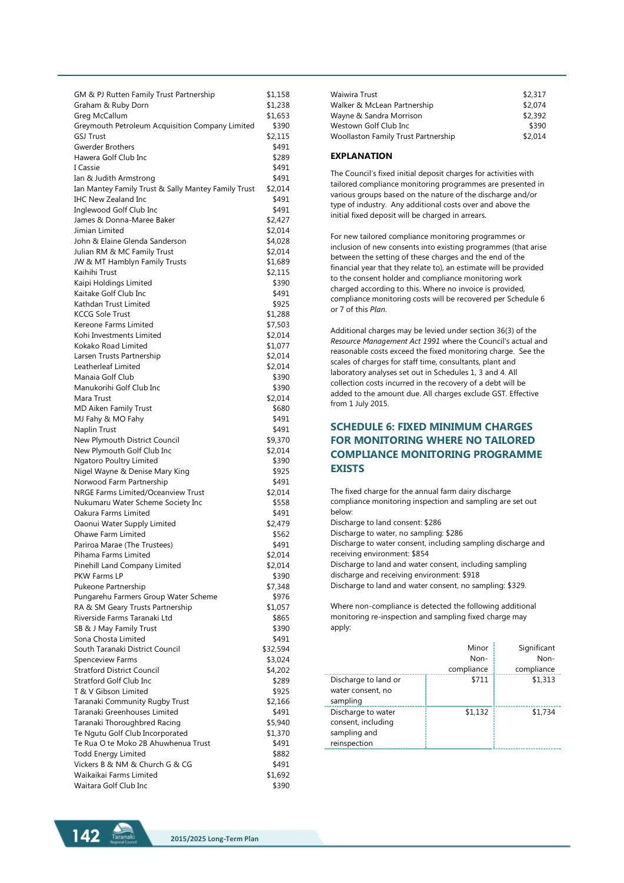| | |
|---|---|
| GM & PJ Rutten Family Trust Partnership | $1,158 |
| Graham & Ruby Dorn | $1,238 |
| Greg McCallum | $1,653 |
| Greymouth Petroleum Acquisition Company Limited | $390 |
| GSJ Trust | $2,115 |
| Gwerder Brothers | $491 |
| Hawera Golf Club Inc | $289 |
| I Cassie | $491 |
| Ian & Judith Armstrong | $491 |
| Ian Mantey Family Trust & Sally Mantey Family Trust | $2,014 |
| IHC New Zealand Inc | $491 |
| Inglewood Golf Club Inc | $491 |
| James & Donna-Maree Baker | $2,427 |
| Jimian Limited | $2,014 |
| John & Elaine Glenda Sanderson | $4,028 |
| Julian RM & MC Family Trust | $2,014 |
| JW & MT Hamblyn Family Trusts | $1,689 |
| Kaihihi Trust | $2,115 |
| Kaipi Holdings Limited | $390 |
| Kaitake Golf Club Inc | $491 |
| Kathdan Trust Limited | $925 |
| KCCG Sole Trust | $1,288 |
| Kereone Farms Limited | $7,503 |
| Kohi Investments Limited | $2,014 |
| Kokako Road Limited | $1,077 |
| Larsen Trusts Partnership | $2,014 |
| Leatherleaf Limited | $2,014 |
| Manaia Golf Club | $390 |
| Manukorihi Golf Club Inc | $390 |
| Mara Trust | $2,014 |
| MD Aiken Family Trust | $680 |
| MJ Fahy & MO Fahy | $491 |
| Naplin Trust | $491 |
| New Plymouth District Council | $9,370 |
| New Plymouth Golf Club Inc | $2,014 |
| Ngatoro Poultry Limited | $390 |
| Nigel Wayne & Denise Mary King | $925 |
| Norwood Farm Partnership | $491 |
| NRGE Farms Limited/Oceanview Trust | $2,014 |
| Nukumaru Water Scheme Society Inc | $558 |
| Oakura Farms Limited | $491 |
| Oaonui Water Supply Limited | $2,479 |
| Ohawe Farm Limited | $562 |
| Pariroa Marae (The Trustees) | $491 |
| Pihama Farms Limited | $2,014 |
| Pinehill Land Company Limited | $2,014 |
| PKW Farms LP | $390 |
| Pukeone Partnership | $7,348 |
| Pungarehu Farmers Group Water Scheme | $976 |
| RA & SM Geary Trusts Partnership | $1,057 |
| Riverside Farms Taranaki Ltd | $865 |
| SB & J May Family Trust | $390 |
| Sona Chosta Limited | $491 |
| South Taranaki District Council | $32,594 |
| Spenceview Farms | $3,024 |
| Stratford District Council | $4,202 |
| Stratford Golf Club Inc | $289 |
| T & V Gibson Limited | $925 |
| Taranaki Community Rugby Trust | $2,166 |
| Taranaki Greenhouses Limited | $491 |
| Taranaki Thoroughbred Racing | $5,940 |
| Te Ngutu Golf Club Incorporated | $1,370 |
| Te Rua O te Moko 2B Ahuwhenua Trust | $491 |
| Todd Energy Limited | $882 |
| Vickers B & NM & Church G & CG | $491 |
| Waikaikai Farms Limited | $1,692 |
| Waitara Golf Club Inc | $390 |
| Waiwira Trust | $2,317 |
| Walker & McLean Partnership | $2,074 |
| Wayne & Sandra Morrison | $2,392 |
| Westown Golf Club Inc | $390 |
| Woollaston Family Trust Partnership | $2,014 |

### EXPLANATION

The Council's fixed initial deposit charges for activities with tailored compliance monitoring programmes are presented in various groups based on the nature of the discharge and/or type of industry. Any additional costs over and above the initial fixed deposit will be charged in arrears.

For new tailored compliance monitoring programmes or inclusion of new consents into existing programmes (that arise between the setting of these charges and the end of the financial year that they relate to), an estimate will be provided to the consent holder and compliance monitoring work charged according to this. Where no invoice is provided, compliance monitoring costs will be recovered per Schedule 6 or 7 of this *Plan*.

Additional charges may be levied under section 36(3) of the *Resource Management Act 1991* where the Council's actual and reasonable costs exceed the fixed monitoring charge. See the scales of charges for staff time, consultants, plant and laboratory analyses set out in Schedules 1, 3 and 4. All collection costs incurred in the recovery of a debt will be added to the amount due. All charges exclude GST. Effective from 1 July 2015.

## SCHEDULE 6: FIXED MINIMUM CHARGES FOR MONITORING WHERE NO TAILORED COMPLIANCE MONITORING PROGRAMME EXISTS

The fixed charge for the annual farm dairy discharge compliance monitoring inspection and sampling are set out below:

Discharge to land consent: $286
Discharge to water, no sampling: $286
Discharge to water consent, including sampling discharge and receiving environment: $854
Discharge to land and water consent, including sampling discharge and receiving environment: $918
Discharge to land and water consent, no sampling: $329.

Where non-compliance is detected the following additional monitoring re-inspection and sampling fixed charge may apply:

| | Minor Non-compliance | Significant Non-compliance |
|---|---|---|
| Discharge to land or water consent, no sampling | $711 | $1,313 |
| Discharge to water consent, including sampling and reinspection | $1,132 | $1,734 |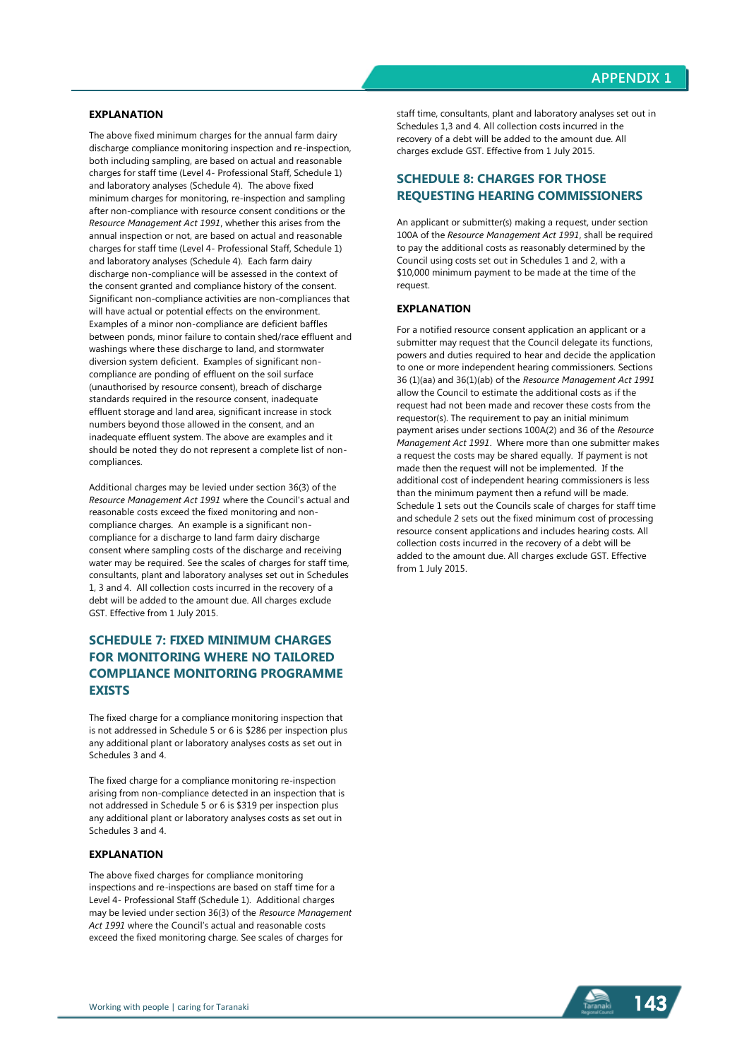### EXPLANATION

The above fixed minimum charges for the annual farm dairy discharge compliance monitoring inspection and re-inspection, both including sampling, are based on actual and reasonable charges for staff time (Level 4- Professional Staff, Schedule 1) and laboratory analyses (Schedule 4). The above fixed minimum charges for monitoring, re-inspection and sampling after non-compliance with resource consent conditions or the *Resource Management Act 1991*, whether this arises from the annual inspection or not, are based on actual and reasonable charges for staff time (Level 4- Professional Staff, Schedule 1) and laboratory analyses (Schedule 4). Each farm dairy discharge non-compliance will be assessed in the context of the consent granted and compliance history of the consent. Significant non-compliance activities are non-compliances that will have actual or potential effects on the environment. Examples of a minor non-compliance are deficient baffles between ponds, minor failure to contain shed/race effluent and washings where these discharge to land, and stormwater diversion system deficient. Examples of significant non-compliance are ponding of effluent on the soil surface (unauthorised by resource consent), breach of discharge standards required in the resource consent, inadequate effluent storage and land area, significant increase in stock numbers beyond those allowed in the consent, and an inadequate effluent system. The above are examples and it should be noted they do not represent a complete list of non-compliances.

Additional charges may be levied under section 36(3) of the *Resource Management Act 1991* where the Council's actual and reasonable costs exceed the fixed monitoring and non-compliance charges. An example is a significant non-compliance for a discharge to land farm dairy discharge consent where sampling costs of the discharge and receiving water may be required. See the scales of charges for staff time, consultants, plant and laboratory analyses set out in Schedules 1, 3 and 4. All collection costs incurred in the recovery of a debt will be added to the amount due. All charges exclude GST. Effective from 1 July 2015.

## SCHEDULE 7: FIXED MINIMUM CHARGES FOR MONITORING WHERE NO TAILORED COMPLIANCE MONITORING PROGRAMME EXISTS

The fixed charge for a compliance monitoring inspection that is not addressed in Schedule 5 or 6 is $286 per inspection plus any additional plant or laboratory analyses costs as set out in Schedules 3 and 4.

The fixed charge for a compliance monitoring re-inspection arising from non-compliance detected in an inspection that is not addressed in Schedule 5 or 6 is $319 per inspection plus any additional plant or laboratory analyses costs as set out in Schedules 3 and 4.

### EXPLANATION

The above fixed charges for compliance monitoring inspections and re-inspections are based on staff time for a Level 4- Professional Staff (Schedule 1). Additional charges may be levied under section 36(3) of the *Resource Management Act 1991* where the Council's actual and reasonable costs exceed the fixed monitoring charge. See scales of charges for staff time, consultants, plant and laboratory analyses set out in Schedules 1,3 and 4. All collection costs incurred in the recovery of a debt will be added to the amount due. All charges exclude GST. Effective from 1 July 2015.

## SCHEDULE 8: CHARGES FOR THOSE REQUESTING HEARING COMMISSIONERS

An applicant or submitter(s) making a request, under section 100A of the *Resource Management Act 1991*, shall be required to pay the additional costs as reasonably determined by the Council using costs set out in Schedules 1 and 2, with a $10,000 minimum payment to be made at the time of the request.

### EXPLANATION

For a notified resource consent application an applicant or a submitter may request that the Council delegate its functions, powers and duties required to hear and decide the application to one or more independent hearing commissioners. Sections 36 (1)(aa) and 36(1)(ab) of the *Resource Management Act 1991* allow the Council to estimate the additional costs as if the request had not been made and recover these costs from the requestor(s). The requirement to pay an initial minimum payment arises under sections 100A(2) and 36 of the *Resource Management Act 1991*. Where more than one submitter makes a request the costs may be shared equally. If payment is not made then the request will not be implemented. If the additional cost of independent hearing commissioners is less than the minimum payment then a refund will be made. Schedule 1 sets out the Councils scale of charges for staff time and schedule 2 sets out the fixed minimum cost of processing resource consent applications and includes hearing costs. All collection costs incurred in the recovery of a debt will be added to the amount due. All charges exclude GST. Effective from 1 July 2015.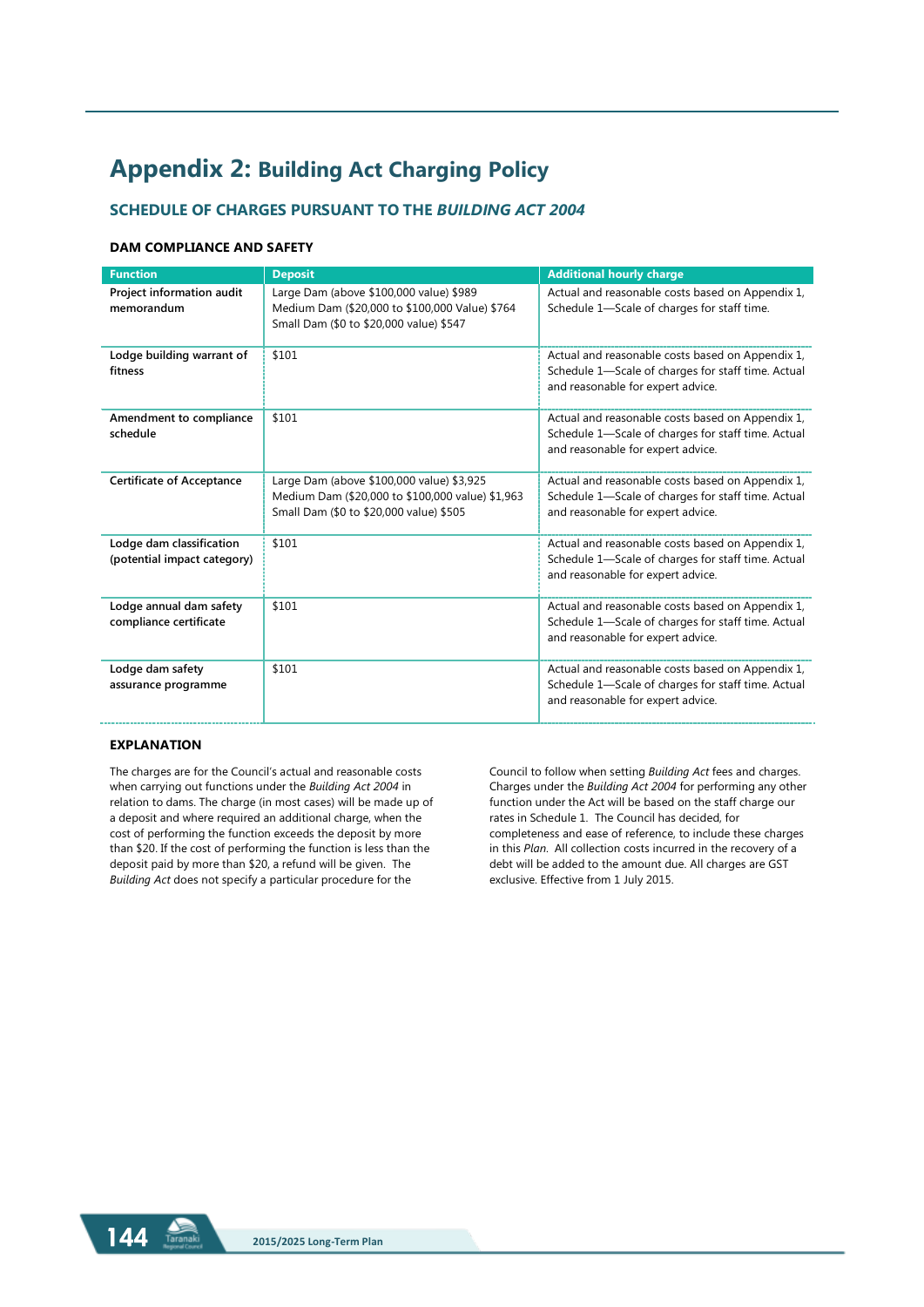# Appendix 2: Building Act Charging Policy

## SCHEDULE OF CHARGES PURSUANT TO THE *BUILDING ACT 2004*

### DAM COMPLIANCE AND SAFETY

| Function | Deposit | Additional hourly charge |
|---|---|---|
| **Project information audit memorandum** | Large Dam (above $100,000 value) $989<br>Medium Dam ($20,000 to $100,000 Value) $764<br>Small Dam ($0 to $20,000 value) $547 | Actual and reasonable costs based on Appendix 1, Schedule 1—Scale of charges for staff time. |
| **Lodge building warrant of fitness** | $101 | Actual and reasonable costs based on Appendix 1, Schedule 1—Scale of charges for staff time. Actual and reasonable for expert advice. |
| **Amendment to compliance schedule** | $101 | Actual and reasonable costs based on Appendix 1, Schedule 1—Scale of charges for staff time. Actual and reasonable for expert advice. |
| **Certificate of Acceptance** | Large Dam (above $100,000 value) $3,925<br>Medium Dam ($20,000 to $100,000 value) $1,963<br>Small Dam ($0 to $20,000 value) $505 | Actual and reasonable costs based on Appendix 1, Schedule 1—Scale of charges for staff time. Actual and reasonable for expert advice. |
| **Lodge dam classification (potential impact category)** | $101 | Actual and reasonable costs based on Appendix 1, Schedule 1—Scale of charges for staff time. Actual and reasonable for expert advice. |
| **Lodge annual dam safety compliance certificate** | $101 | Actual and reasonable costs based on Appendix 1, Schedule 1—Scale of charges for staff time. Actual and reasonable for expert advice. |
| **Lodge dam safety assurance programme** | $101 | Actual and reasonable costs based on Appendix 1, Schedule 1—Scale of charges for staff time. Actual and reasonable for expert advice. |

### EXPLANATION

The charges are for the Council's actual and reasonable costs when carrying out functions under the *Building Act 2004* in relation to dams. The charge (in most cases) will be made up of a deposit and where required an additional charge, when the cost of performing the function exceeds the deposit by more than $20. If the cost of performing the function is less than the deposit paid by more than $20, a refund will be given. The *Building Act* does not specify a particular procedure for the Council to follow when setting *Building Act* fees and charges. Charges under the *Building Act 2004* for performing any other function under the Act will be based on the staff charge our rates in Schedule 1. The Council has decided, for completeness and ease of reference, to include these charges in this *Plan*. All collection costs incurred in the recovery of a debt will be added to the amount due. All charges are GST exclusive. Effective from 1 July 2015.